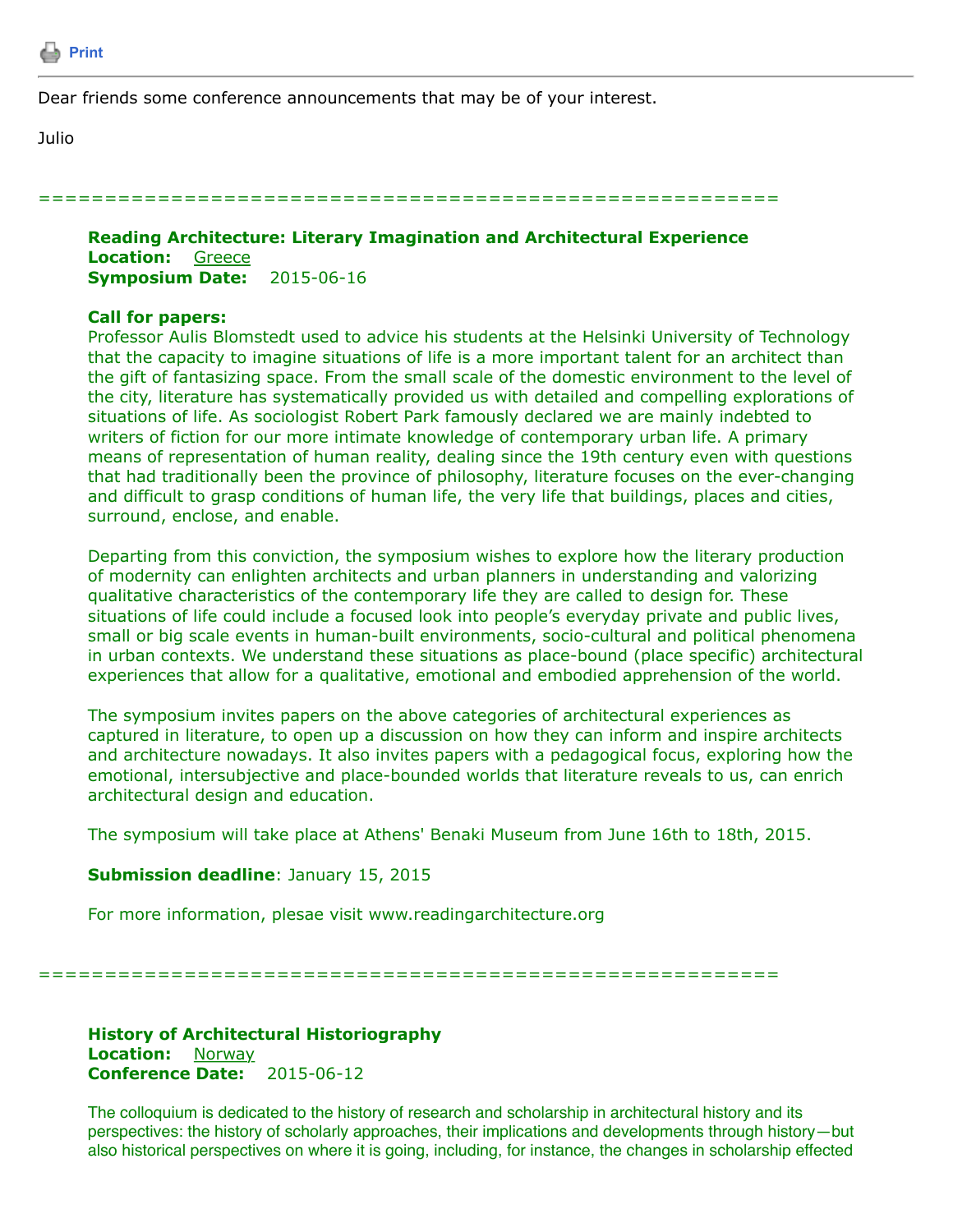Print

Dear friends some conference announcements that may be of your interest.

Julio

=============================================================

**Reading Architecture: Literary Imagination and Architectural Experience**
**Location:** Greece
**Symposium Date:** 2015-06-16

**Call for papers:**
Professor Aulis Blomstedt used to advice his students at the Helsinki University of Technology that the capacity to imagine situations of life is a more important talent for an architect than the gift of fantasizing space. From the small scale of the domestic environment to the level of the city, literature has systematically provided us with detailed and compelling explorations of situations of life. As sociologist Robert Park famously declared we are mainly indebted to writers of fiction for our more intimate knowledge of contemporary urban life. A primary means of representation of human reality, dealing since the 19th century even with questions that had traditionally been the province of philosophy, literature focuses on the ever-changing and difficult to grasp conditions of human life, the very life that buildings, places and cities, surround, enclose, and enable.

Departing from this conviction, the symposium wishes to explore how the literary production of modernity can enlighten architects and urban planners in understanding and valorizing qualitative characteristics of the contemporary life they are called to design for. These situations of life could include a focused look into people's everyday private and public lives, small or big scale events in human-built environments, socio-cultural and political phenomena in urban contexts. We understand these situations as place-bound (place specific) architectural experiences that allow for a qualitative, emotional and embodied apprehension of the world.

The symposium invites papers on the above categories of architectural experiences as captured in literature, to open up a discussion on how they can inform and inspire architects and architecture nowadays. It also invites papers with a pedagogical focus, exploring how the emotional, intersubjective and place-bounded worlds that literature reveals to us, can enrich architectural design and education.

The symposium will take place at Athens' Benaki Museum from June 16th to 18th, 2015.

**Submission deadline**: January 15, 2015

For more information, plesae visit www.readingarchitecture.org

=============================================================

**History of Architectural Historiography**
**Location:** Norway
**Conference Date:** 2015-06-12

The colloquium is dedicated to the history of research and scholarship in architectural history and its perspectives: the history of scholarly approaches, their implications and developments through history—but also historical perspectives on where it is going, including, for instance, the changes in scholarship effected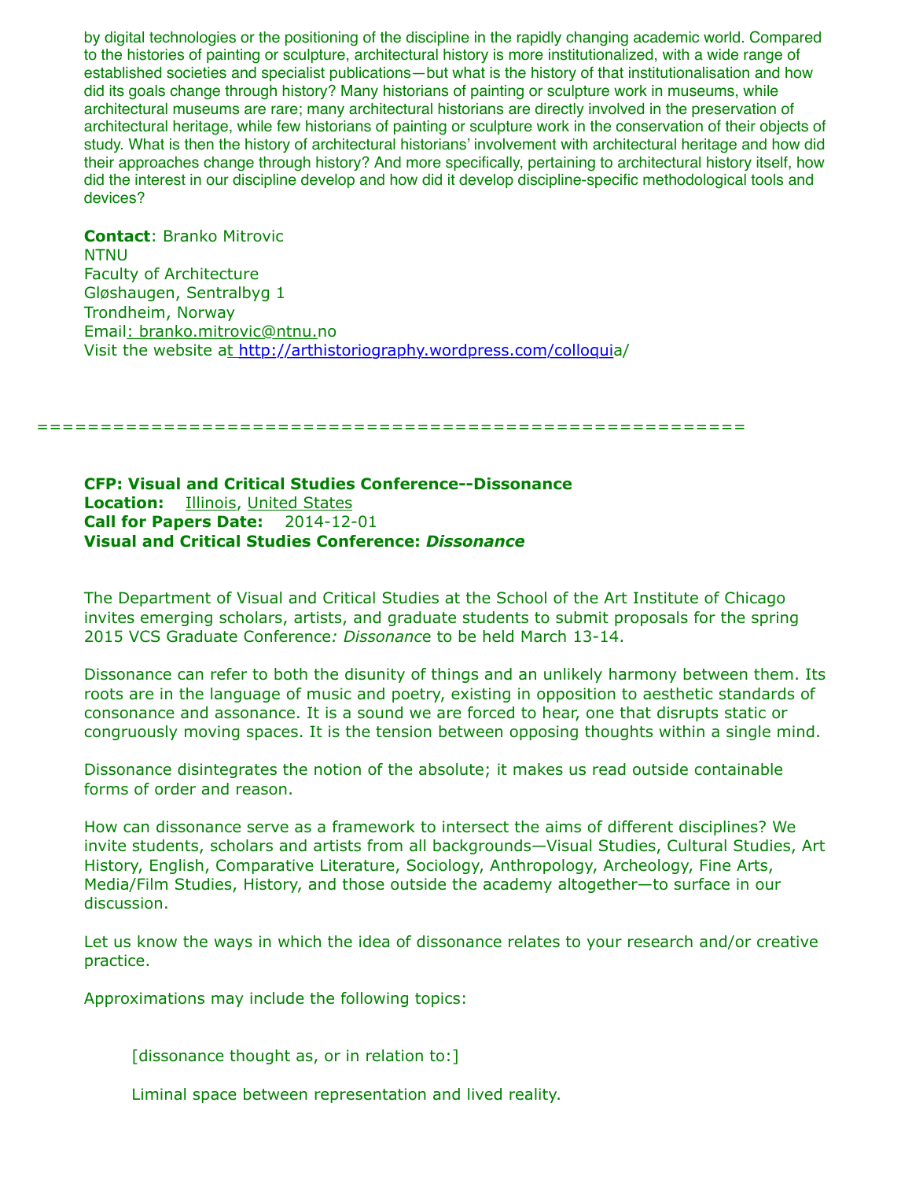by digital technologies or the positioning of the discipline in the rapidly changing academic world. Compared to the histories of painting or sculpture, architectural history is more institutionalized, with a wide range of established societies and specialist publications—but what is the history of that institutionalisation and how did its goals change through history? Many historians of painting or sculpture work in museums, while architectural museums are rare; many architectural historians are directly involved in the preservation of architectural heritage, while few historians of painting or sculpture work in the conservation of their objects of study. What is then the history of architectural historians' involvement with architectural heritage and how did their approaches change through history? And more specifically, pertaining to architectural history itself, how did the interest in our discipline develop and how did it develop discipline-specific methodological tools and devices?

**Contact**: Branko Mitrovic
NTNU
Faculty of Architecture
Gløshaugen, Sentralbyg 1
Trondheim, Norway
Email: branko.mitrovic@ntnu.no
Visit the website at http://arthistoriography.wordpress.com/colloquia/

=====================================================

**CFP: Visual and Critical Studies Conference--Dissonance**
**Location:** Illinois, United States
**Call for Papers Date:** 2014-12-01
**Visual and Critical Studies Conference: *Dissonance***

The Department of Visual and Critical Studies at the School of the Art Institute of Chicago invites emerging scholars, artists, and graduate students to submit proposals for the spring 2015 VCS Graduate Conference*: Dissonance* to be held March 13-14.

Dissonance can refer to both the disunity of things and an unlikely harmony between them. Its roots are in the language of music and poetry, existing in opposition to aesthetic standards of consonance and assonance. It is a sound we are forced to hear, one that disrupts static or congruously moving spaces. It is the tension between opposing thoughts within a single mind.

Dissonance disintegrates the notion of the absolute; it makes us read outside containable forms of order and reason.

How can dissonance serve as a framework to intersect the aims of different disciplines? We invite students, scholars and artists from all backgrounds—Visual Studies, Cultural Studies, Art History, English, Comparative Literature, Sociology, Anthropology, Archeology, Fine Arts, Media/Film Studies, History, and those outside the academy altogether—to surface in our discussion.

Let us know the ways in which the idea of dissonance relates to your research and/or creative practice.

Approximations may include the following topics:

[dissonance thought as, or in relation to:]

Liminal space between representation and lived reality.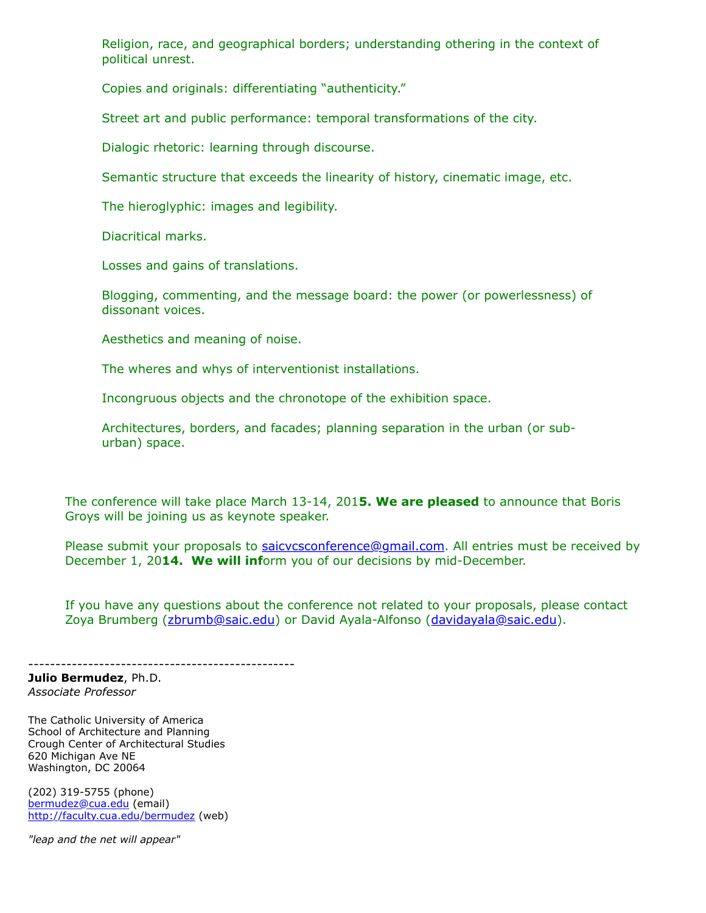Religion, race, and geographical borders; understanding othering in the context of political unrest.

Copies and originals: differentiating “authenticity.”

Street art and public performance: temporal transformations of the city.

Dialogic rhetoric: learning through discourse.

Semantic structure that exceeds the linearity of history, cinematic image, etc.

The hieroglyphic: images and legibility.

Diacritical marks.

Losses and gains of translations.

Blogging, commenting, and the message board: the power (or powerlessness) of dissonant voices.

Aesthetics and meaning of noise.

The wheres and whys of interventionist installations.

Incongruous objects and the chronotope of the exhibition space.

Architectures, borders, and facades; planning separation in the urban (or sub-urban) space.

The conference will take place March 13-14, 201**5. We are pleased** to announce that Boris Groys will be joining us as keynote speaker.

Please submit your proposals to saicvcsconference@gmail.com. All entries must be received by December 1, 20**14. We will inf**orm you of our decisions by mid-December.

If you have any questions about the conference not related to your proposals, please contact Zoya Brumberg (zbrumb@saic.edu) or David Ayala-Alfonso (davidayala@saic.edu).

-------------------------------------------------
**Julio Bermudez**, Ph.D.
*Associate Professor*

The Catholic University of America
School of Architecture and Planning
Crough Center of Architectural Studies
620 Michigan Ave NE
Washington, DC 20064

(202) 319-5755 (phone)
bermudez@cua.edu (email)
http://faculty.cua.edu/bermudez (web)

*"leap and the net will appear"*